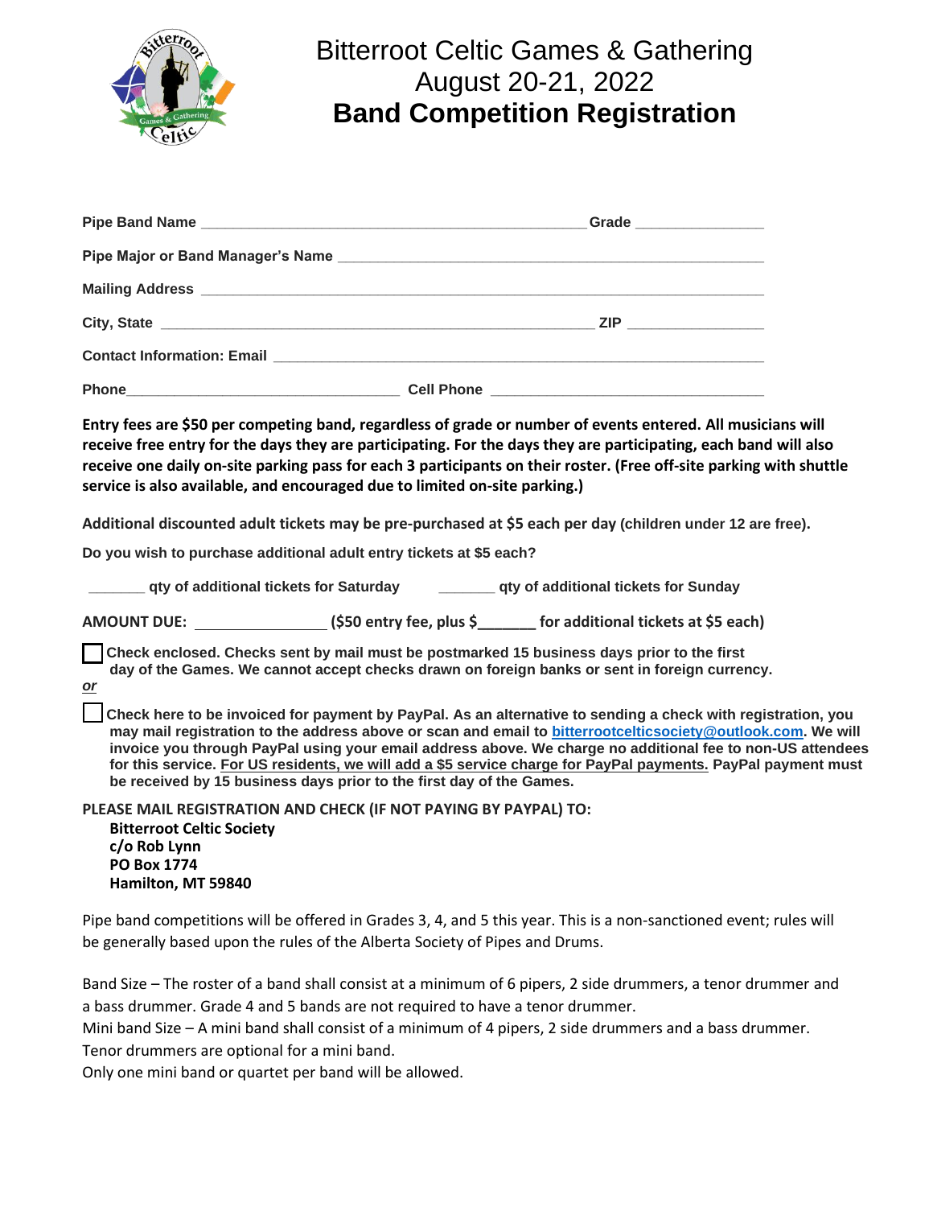# Bitterroot Celtic Games & Gathering
# August 20-21, 2022
# **Band Competition Registration**

**Pipe Band Name** ______________________________________________ **Grade** _______________

**Pipe Major or Band Manager's Name** ______________________________________________

**Mailing Address** ______________________________________________________________

**City, State** ___________________________________________________ **ZIP** ________________

**Contact Information: Email** ______________________________________________________

**Phone**_________________________________ **Cell Phone** _________________________________

**Entry fees are $50 per competing band, regardless of grade or number of events entered. All musicians will receive free entry for the days they are participating. For the days they are participating, each band will also receive one daily on-site parking pass for each 3 participants on their roster. (Free off-site parking with shuttle service is also available, and encouraged due to limited on-site parking.)**

**Additional discounted adult tickets may be pre-purchased at $5 each per day** (children under 12 are free).

**Do you wish to purchase additional adult entry tickets at $5 each?**

_______ **qty of additional tickets for Saturday** _______ **qty of additional tickets for Sunday**

**AMOUNT DUE:** _______________ **($50 entry fee, plus $_______ for additional tickets at $5 each)**

☐ **Check enclosed. Checks sent by mail must be postmarked 15 business days prior to the first day of the Games. We cannot accept checks drawn on foreign banks or sent in foreign currency.**

***or***

☐ **Check here to be invoiced for payment by PayPal. As an alternative to sending a check with registration, you may mail registration to the address above or scan and email to bitterrootcelticsociety@outlook.com. We will invoice you through PayPal using your email address above. We charge no additional fee to non-US attendees for this service. For US residents, we will add a $5 service charge for PayPal payments. PayPal payment must be received by 15 business days prior to the first day of the Games.**

**PLEASE MAIL REGISTRATION AND CHECK (IF NOT PAYING BY PAYPAL) TO:**

**Bitterroot Celtic Society**
**c/o Rob Lynn**
**PO Box 1774**
**Hamilton, MT 59840**

Pipe band competitions will be offered in Grades 3, 4, and 5 this year. This is a non-sanctioned event; rules will be generally based upon the rules of the Alberta Society of Pipes and Drums.

Band Size – The roster of a band shall consist at a minimum of 6 pipers, 2 side drummers, a tenor drummer and a bass drummer. Grade 4 and 5 bands are not required to have a tenor drummer.
Mini band Size – A mini band shall consist of a minimum of 4 pipers, 2 side drummers and a bass drummer. Tenor drummers are optional for a mini band.
Only one mini band or quartet per band will be allowed.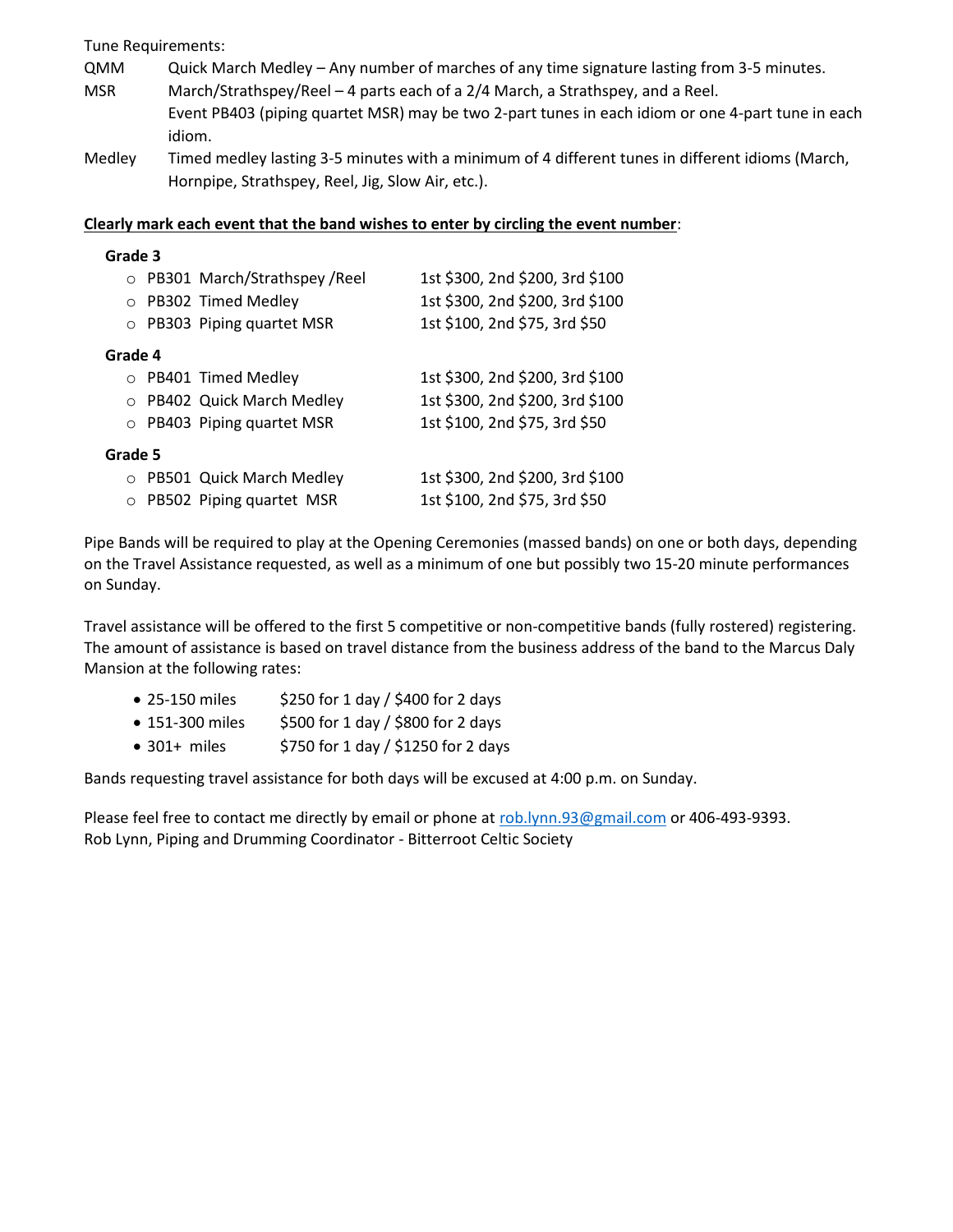Tune Requirements:

QMM Quick March Medley – Any number of marches of any time signature lasting from 3-5 minutes.

MSR March/Strathspey/Reel – 4 parts each of a 2/4 March, a Strathspey, and a Reel.
Event PB403 (piping quartet MSR) may be two 2-part tunes in each idiom or one 4-part tune in each idiom.

Medley Timed medley lasting 3-5 minutes with a minimum of 4 different tunes in different idioms (March, Hornpipe, Strathspey, Reel, Jig, Slow Air, etc.).

**Clearly mark each event that the band wishes to enter by circling the event number**:

**Grade 3**

- PB301 March/Strathspey /Reel — 1st $300, 2nd $200, 3rd $100
- PB302 Timed Medley — 1st $300, 2nd $200, 3rd $100
- PB303 Piping quartet MSR — 1st $100, 2nd $75, 3rd $50

**Grade 4**

- PB401 Timed Medley — 1st $300, 2nd $200, 3rd $100
- PB402 Quick March Medley — 1st $300, 2nd $200, 3rd $100
- PB403 Piping quartet MSR — 1st $100, 2nd $75, 3rd $50

**Grade 5**

- PB501 Quick March Medley — 1st $300, 2nd $200, 3rd $100
- PB502 Piping quartet MSR — 1st $100, 2nd $75, 3rd $50

Pipe Bands will be required to play at the Opening Ceremonies (massed bands) on one or both days, depending on the Travel Assistance requested, as well as a minimum of one but possibly two 15-20 minute performances on Sunday.

Travel assistance will be offered to the first 5 competitive or non-competitive bands (fully rostered) registering. The amount of assistance is based on travel distance from the business address of the band to the Marcus Daly Mansion at the following rates:

- 25-150 miles — $250 for 1 day / $400 for 2 days
- 151-300 miles — $500 for 1 day / $800 for 2 days
- 301+ miles — $750 for 1 day / $1250 for 2 days

Bands requesting travel assistance for both days will be excused at 4:00 p.m. on Sunday.

Please feel free to contact me directly by email or phone at rob.lynn.93@gmail.com or 406-493-9393.
Rob Lynn, Piping and Drumming Coordinator - Bitterroot Celtic Society